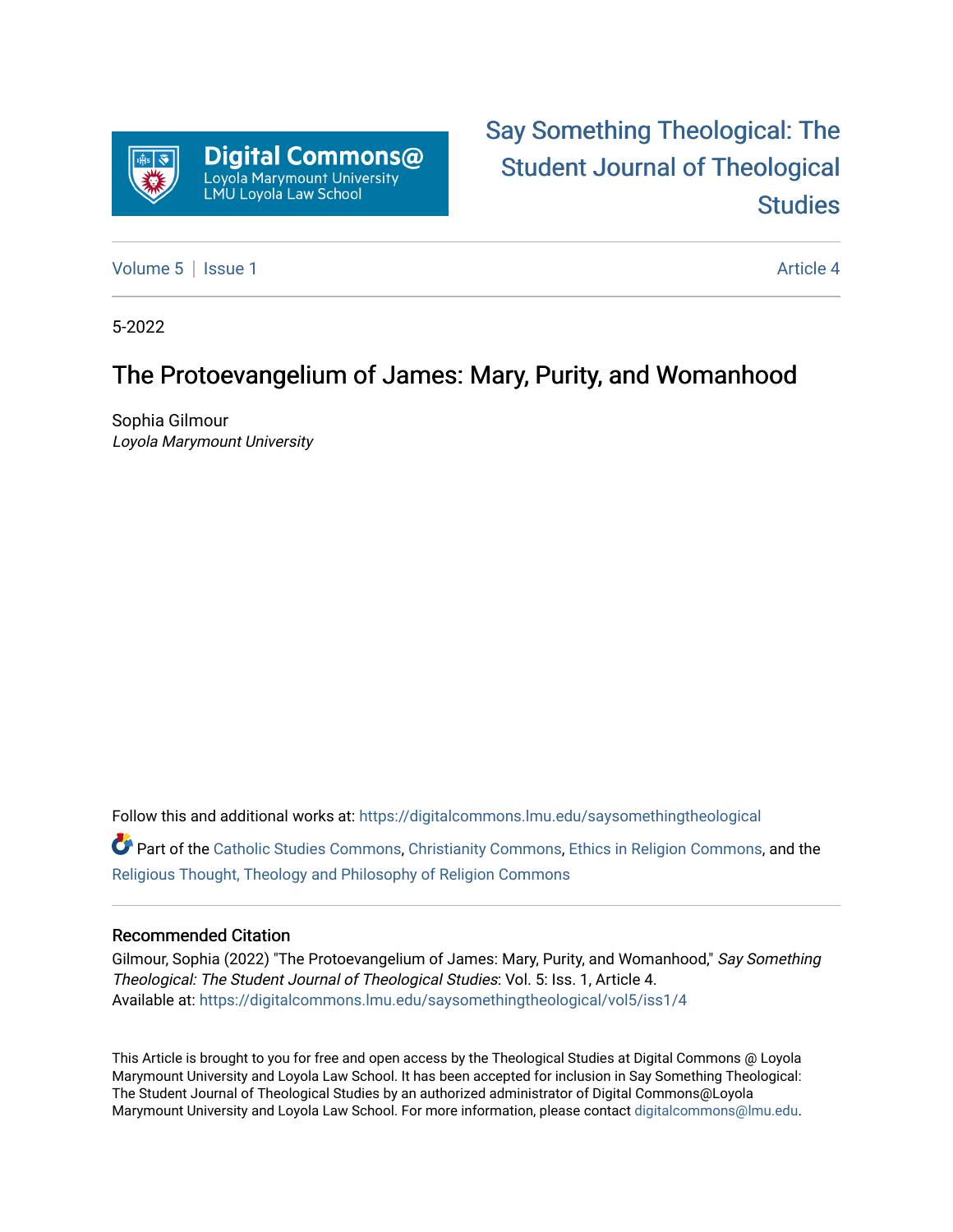Digital Commons@ Loyola Marymount University LMU Loyola Law School

Say Something Theological: The Student Journal of Theological Studies

Volume 5 | Issue 1 Article 4

5-2022

# The Protoevangelium of James: Mary, Purity, and Womanhood

Sophia Gilmour
*Loyola Marymount University*

Follow this and additional works at: https://digitalcommons.lmu.edu/saysomethingtheological

Part of the Catholic Studies Commons, Christianity Commons, Ethics in Religion Commons, and the Religious Thought, Theology and Philosophy of Religion Commons

## Recommended Citation

Gilmour, Sophia (2022) "The Protoevangelium of James: Mary, Purity, and Womanhood," *Say Something Theological: The Student Journal of Theological Studies*: Vol. 5: Iss. 1, Article 4.
Available at: https://digitalcommons.lmu.edu/saysomethingtheological/vol5/iss1/4

This Article is brought to you for free and open access by the Theological Studies at Digital Commons @ Loyola Marymount University and Loyola Law School. It has been accepted for inclusion in Say Something Theological: The Student Journal of Theological Studies by an authorized administrator of Digital Commons@Loyola Marymount University and Loyola Law School. For more information, please contact digitalcommons@lmu.edu.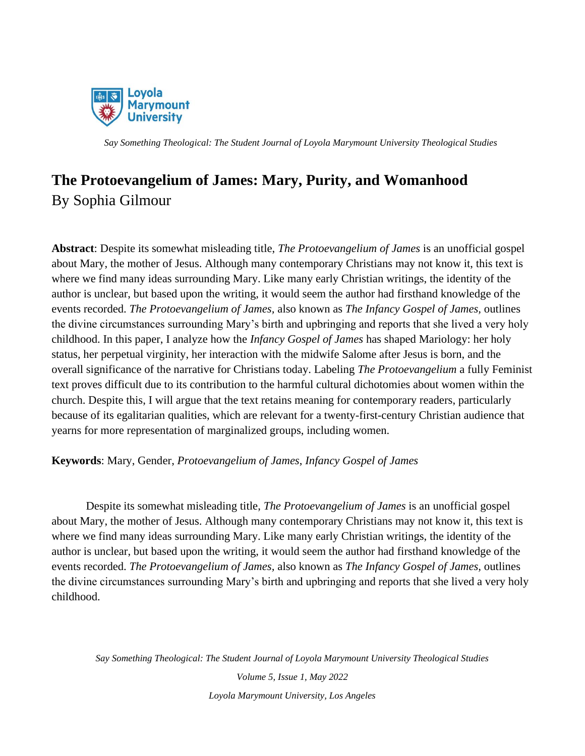# The Protoevangelium of James: Mary, Purity, and Womanhood

By Sophia Gilmour

**Abstract**: Despite its somewhat misleading title, *The Protoevangelium of James* is an unofficial gospel about Mary, the mother of Jesus. Although many contemporary Christians may not know it, this text is where we find many ideas surrounding Mary. Like many early Christian writings, the identity of the author is unclear, but based upon the writing, it would seem the author had firsthand knowledge of the events recorded. *The Protoevangelium of James,* also known as *The Infancy Gospel of James*, outlines the divine circumstances surrounding Mary's birth and upbringing and reports that she lived a very holy childhood. In this paper, I analyze how the *Infancy Gospel of James* has shaped Mariology: her holy status, her perpetual virginity, her interaction with the midwife Salome after Jesus is born, and the overall significance of the narrative for Christians today. Labeling *The Protoevangelium* a fully Feminist text proves difficult due to its contribution to the harmful cultural dichotomies about women within the church. Despite this, I will argue that the text retains meaning for contemporary readers, particularly because of its egalitarian qualities, which are relevant for a twenty-first-century Christian audience that yearns for more representation of marginalized groups, including women.

**Keywords**: Mary, Gender, *Protoevangelium of James*, *Infancy Gospel of James*

Despite its somewhat misleading title, *The Protoevangelium of James* is an unofficial gospel about Mary, the mother of Jesus. Although many contemporary Christians may not know it, this text is where we find many ideas surrounding Mary. Like many early Christian writings, the identity of the author is unclear, but based upon the writing, it would seem the author had firsthand knowledge of the events recorded. *The Protoevangelium of James,* also known as *The Infancy Gospel of James,* outlines the divine circumstances surrounding Mary's birth and upbringing and reports that she lived a very holy childhood.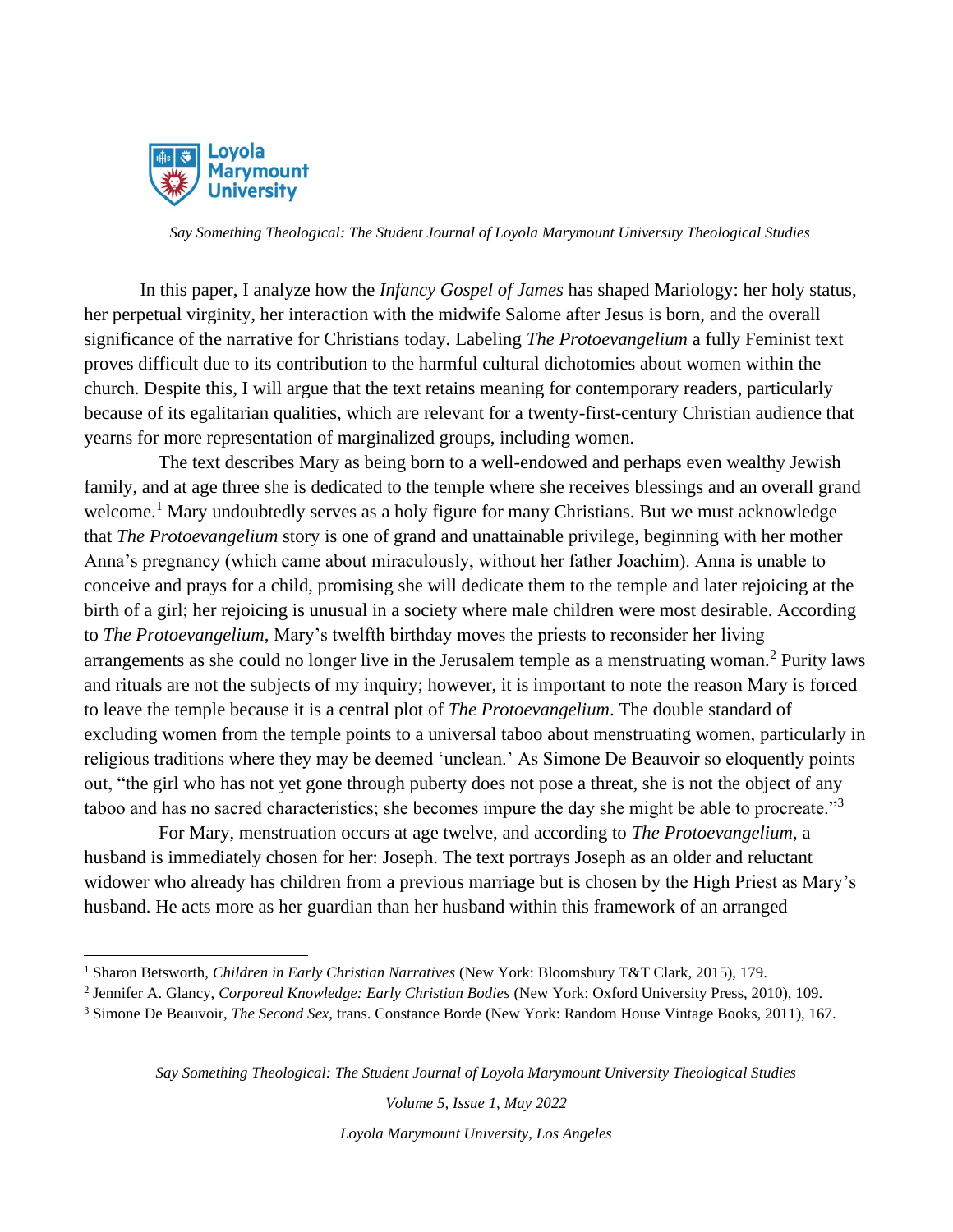In this paper, I analyze how the *Infancy Gospel of James* has shaped Mariology: her holy status, her perpetual virginity, her interaction with the midwife Salome after Jesus is born, and the overall significance of the narrative for Christians today. Labeling *The Protoevangelium* a fully Feminist text proves difficult due to its contribution to the harmful cultural dichotomies about women within the church. Despite this, I will argue that the text retains meaning for contemporary readers, particularly because of its egalitarian qualities, which are relevant for a twenty-first-century Christian audience that yearns for more representation of marginalized groups, including women.

The text describes Mary as being born to a well-endowed and perhaps even wealthy Jewish family, and at age three she is dedicated to the temple where she receives blessings and an overall grand welcome.[1] Mary undoubtedly serves as a holy figure for many Christians. But we must acknowledge that *The Protoevangelium* story is one of grand and unattainable privilege, beginning with her mother Anna's pregnancy (which came about miraculously, without her father Joachim). Anna is unable to conceive and prays for a child, promising she will dedicate them to the temple and later rejoicing at the birth of a girl; her rejoicing is unusual in a society where male children were most desirable. According to *The Protoevangelium,* Mary's twelfth birthday moves the priests to reconsider her living arrangements as she could no longer live in the Jerusalem temple as a menstruating woman.[2] Purity laws and rituals are not the subjects of my inquiry; however, it is important to note the reason Mary is forced to leave the temple because it is a central plot of *The Protoevangelium*. The double standard of excluding women from the temple points to a universal taboo about menstruating women, particularly in religious traditions where they may be deemed 'unclean.' As Simone De Beauvoir so eloquently points out, "the girl who has not yet gone through puberty does not pose a threat, she is not the object of any taboo and has no sacred characteristics; she becomes impure the day she might be able to procreate."[3]

For Mary, menstruation occurs at age twelve, and according to *The Protoevangelium,* a husband is immediately chosen for her: Joseph. The text portrays Joseph as an older and reluctant widower who already has children from a previous marriage but is chosen by the High Priest as Mary's husband. He acts more as her guardian than her husband within this framework of an arranged

---

[1] Sharon Betsworth, *Children in Early Christian Narratives* (New York: Bloomsbury T&T Clark, 2015), 179.

[2] Jennifer A. Glancy, *Corporeal Knowledge: Early Christian Bodies* (New York: Oxford University Press, 2010), 109.

[3] Simone De Beauvoir, *The Second Sex,* trans. Constance Borde (New York: Random House Vintage Books, 2011), 167.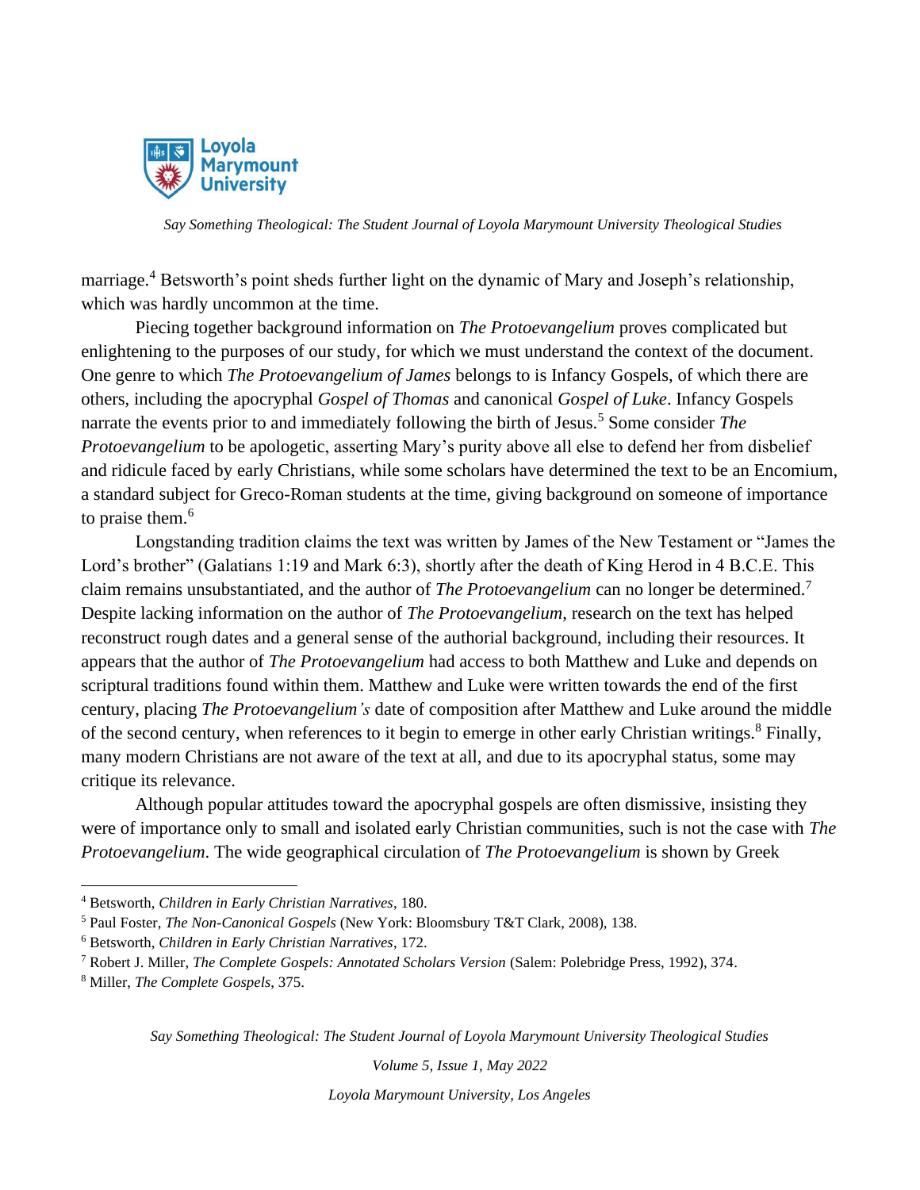marriage.[4] Betsworth's point sheds further light on the dynamic of Mary and Joseph's relationship, which was hardly uncommon at the time.

Piecing together background information on *The Protoevangelium* proves complicated but enlightening to the purposes of our study, for which we must understand the context of the document. One genre to which *The Protoevangelium of James* belongs to is Infancy Gospels, of which there are others, including the apocryphal *Gospel of Thomas* and canonical *Gospel of Luke*. Infancy Gospels narrate the events prior to and immediately following the birth of Jesus.[5] Some consider *The Protoevangelium* to be apologetic, asserting Mary's purity above all else to defend her from disbelief and ridicule faced by early Christians, while some scholars have determined the text to be an Encomium, a standard subject for Greco-Roman students at the time, giving background on someone of importance to praise them.[6]

Longstanding tradition claims the text was written by James of the New Testament or "James the Lord's brother" (Galatians 1:19 and Mark 6:3), shortly after the death of King Herod in 4 B.C.E. This claim remains unsubstantiated, and the author of *The Protoevangelium* can no longer be determined.[7] Despite lacking information on the author of *The Protoevangelium*, research on the text has helped reconstruct rough dates and a general sense of the authorial background, including their resources. It appears that the author of *The Protoevangelium* had access to both Matthew and Luke and depends on scriptural traditions found within them. Matthew and Luke were written towards the end of the first century, placing *The Protoevangelium's* date of composition after Matthew and Luke around the middle of the second century, when references to it begin to emerge in other early Christian writings.[8] Finally, many modern Christians are not aware of the text at all, and due to its apocryphal status, some may critique its relevance.

Although popular attitudes toward the apocryphal gospels are often dismissive, insisting they were of importance only to small and isolated early Christian communities, such is not the case with *The Protoevangelium*. The wide geographical circulation of *The Protoevangelium* is shown by Greek

---

[4] Betsworth, *Children in Early Christian Narratives*, 180.

[5] Paul Foster, *The Non-Canonical Gospels* (New York: Bloomsbury T&T Clark, 2008), 138.

[6] Betsworth, *Children in Early Christian Narratives*, 172.

[7] Robert J. Miller, *The Complete Gospels: Annotated Scholars Version* (Salem: Polebridge Press, 1992), 374.

[8] Miller, *The Complete Gospels*, 375.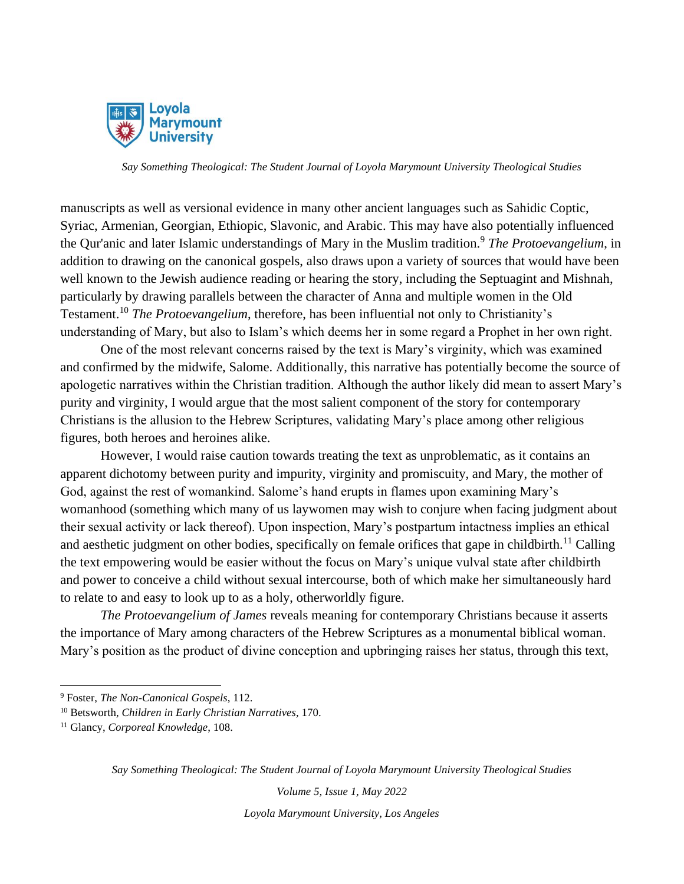manuscripts as well as versional evidence in many other ancient languages such as Sahidic Coptic, Syriac, Armenian, Georgian, Ethiopic, Slavonic, and Arabic. This may have also potentially influenced the Qur'anic and later Islamic understandings of Mary in the Muslim tradition.[9] *The Protoevangelium*, in addition to drawing on the canonical gospels, also draws upon a variety of sources that would have been well known to the Jewish audience reading or hearing the story, including the Septuagint and Mishnah, particularly by drawing parallels between the character of Anna and multiple women in the Old Testament.[10] *The Protoevangelium*, therefore, has been influential not only to Christianity's understanding of Mary, but also to Islam's which deems her in some regard a Prophet in her own right.

One of the most relevant concerns raised by the text is Mary's virginity, which was examined and confirmed by the midwife, Salome. Additionally, this narrative has potentially become the source of apologetic narratives within the Christian tradition. Although the author likely did mean to assert Mary's purity and virginity, I would argue that the most salient component of the story for contemporary Christians is the allusion to the Hebrew Scriptures, validating Mary's place among other religious figures, both heroes and heroines alike.

However, I would raise caution towards treating the text as unproblematic, as it contains an apparent dichotomy between purity and impurity, virginity and promiscuity, and Mary, the mother of God, against the rest of womankind. Salome's hand erupts in flames upon examining Mary's womanhood (something which many of us laywomen may wish to conjure when facing judgment about their sexual activity or lack thereof). Upon inspection, Mary's postpartum intactness implies an ethical and aesthetic judgment on other bodies, specifically on female orifices that gape in childbirth.[11] Calling the text empowering would be easier without the focus on Mary's unique vulval state after childbirth and power to conceive a child without sexual intercourse, both of which make her simultaneously hard to relate to and easy to look up to as a holy, otherworldly figure.

*The Protoevangelium of James* reveals meaning for contemporary Christians because it asserts the importance of Mary among characters of the Hebrew Scriptures as a monumental biblical woman. Mary's position as the product of divine conception and upbringing raises her status, through this text,

---

[9] Foster, *The Non-Canonical Gospels*, 112.

[10] Betsworth, *Children in Early Christian Narratives*, 170.

[11] Glancy, *Corporeal Knowledge*, 108.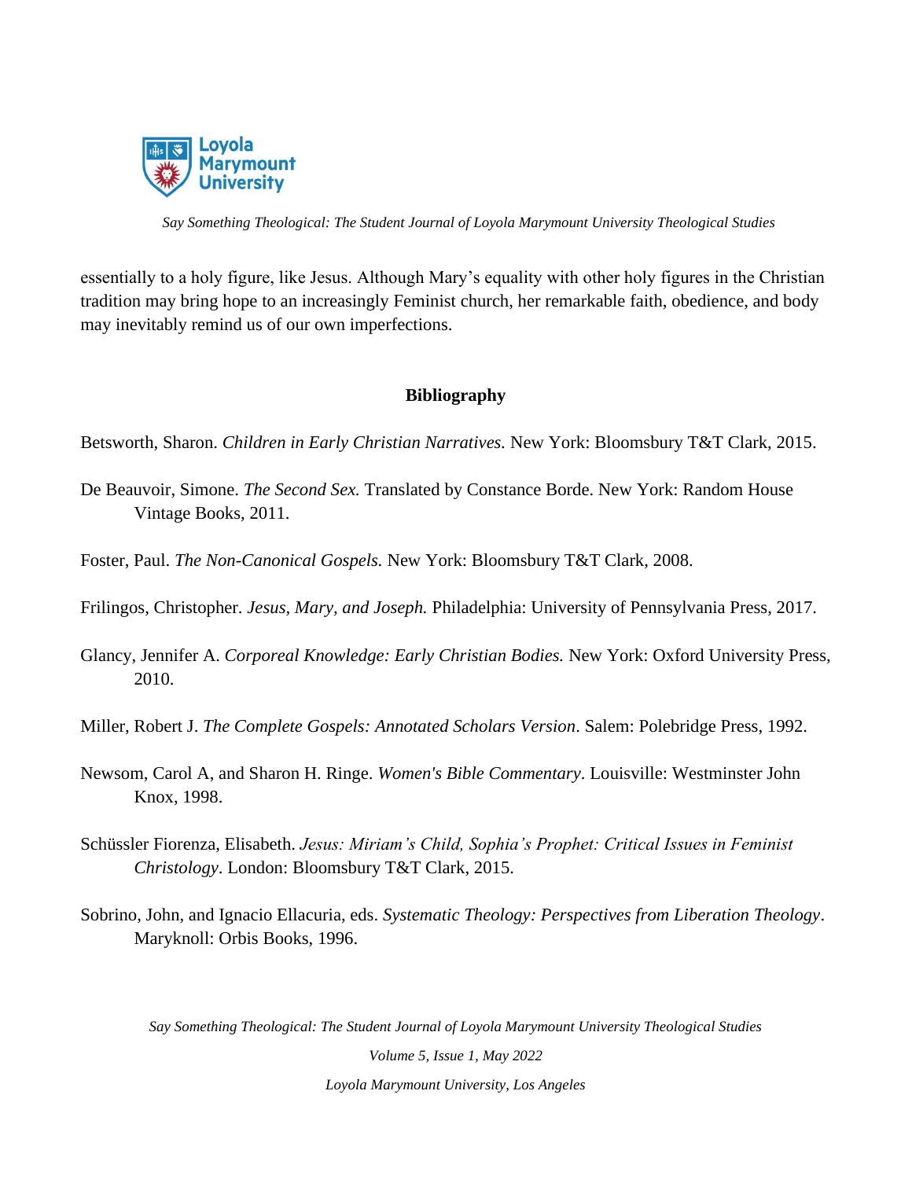essentially to a holy figure, like Jesus. Although Mary's equality with other holy figures in the Christian tradition may bring hope to an increasingly Feminist church, her remarkable faith, obedience, and body may inevitably remind us of our own imperfections.

## Bibliography

Betsworth, Sharon. *Children in Early Christian Narratives.* New York: Bloomsbury T&T Clark, 2015.

De Beauvoir, Simone. *The Second Sex.* Translated by Constance Borde. New York: Random House Vintage Books, 2011.

Foster, Paul. *The Non-Canonical Gospels.* New York: Bloomsbury T&T Clark, 2008.

Frilingos, Christopher. *Jesus, Mary, and Joseph.* Philadelphia: University of Pennsylvania Press, 2017.

Glancy, Jennifer A. *Corporeal Knowledge: Early Christian Bodies.* New York: Oxford University Press, 2010.

Miller, Robert J. *The Complete Gospels: Annotated Scholars Version*. Salem: Polebridge Press, 1992.

Newsom, Carol A, and Sharon H. Ringe. *Women's Bible Commentary*. Louisville: Westminster John Knox, 1998.

Schüssler Fiorenza, Elisabeth. *Jesus: Miriam's Child, Sophia's Prophet: Critical Issues in Feminist Christology*. London: Bloomsbury T&T Clark, 2015.

Sobrino, John, and Ignacio Ellacuria, eds. *Systematic Theology: Perspectives from Liberation Theology*. Maryknoll: Orbis Books, 1996.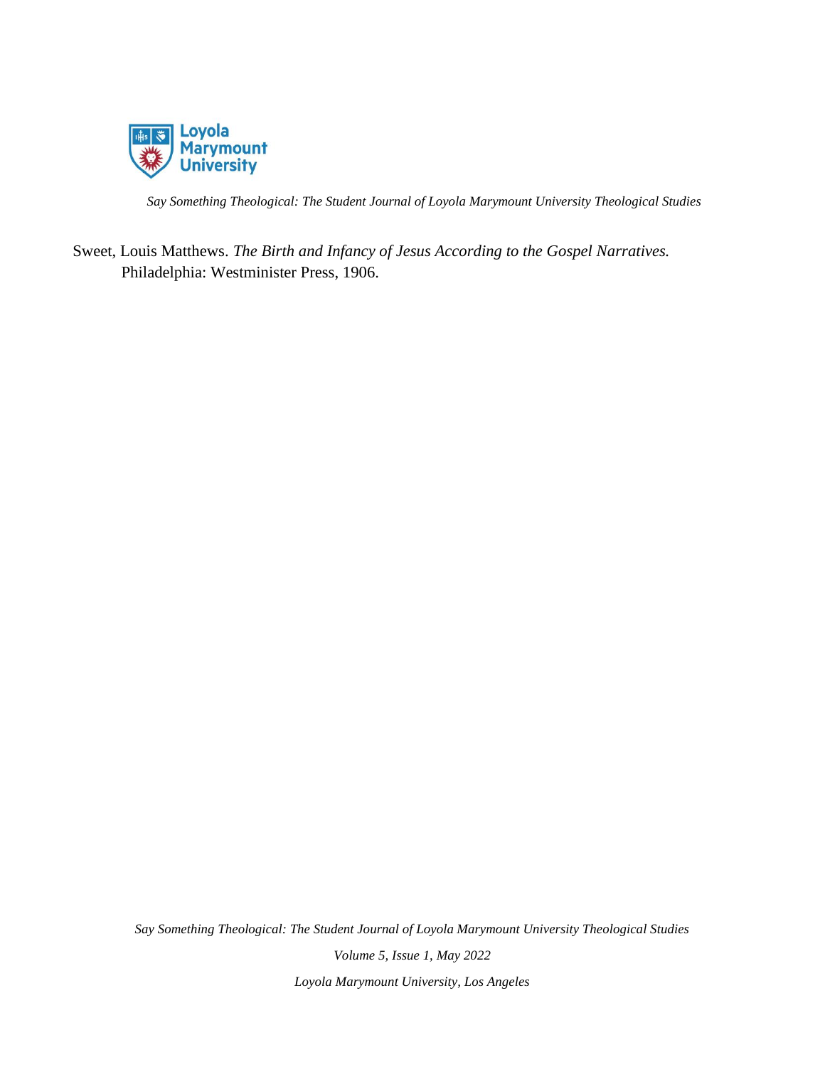Sweet, Louis Matthews. *The Birth and Infancy of Jesus According to the Gospel Narratives.* Philadelphia: Westminister Press, 1906.